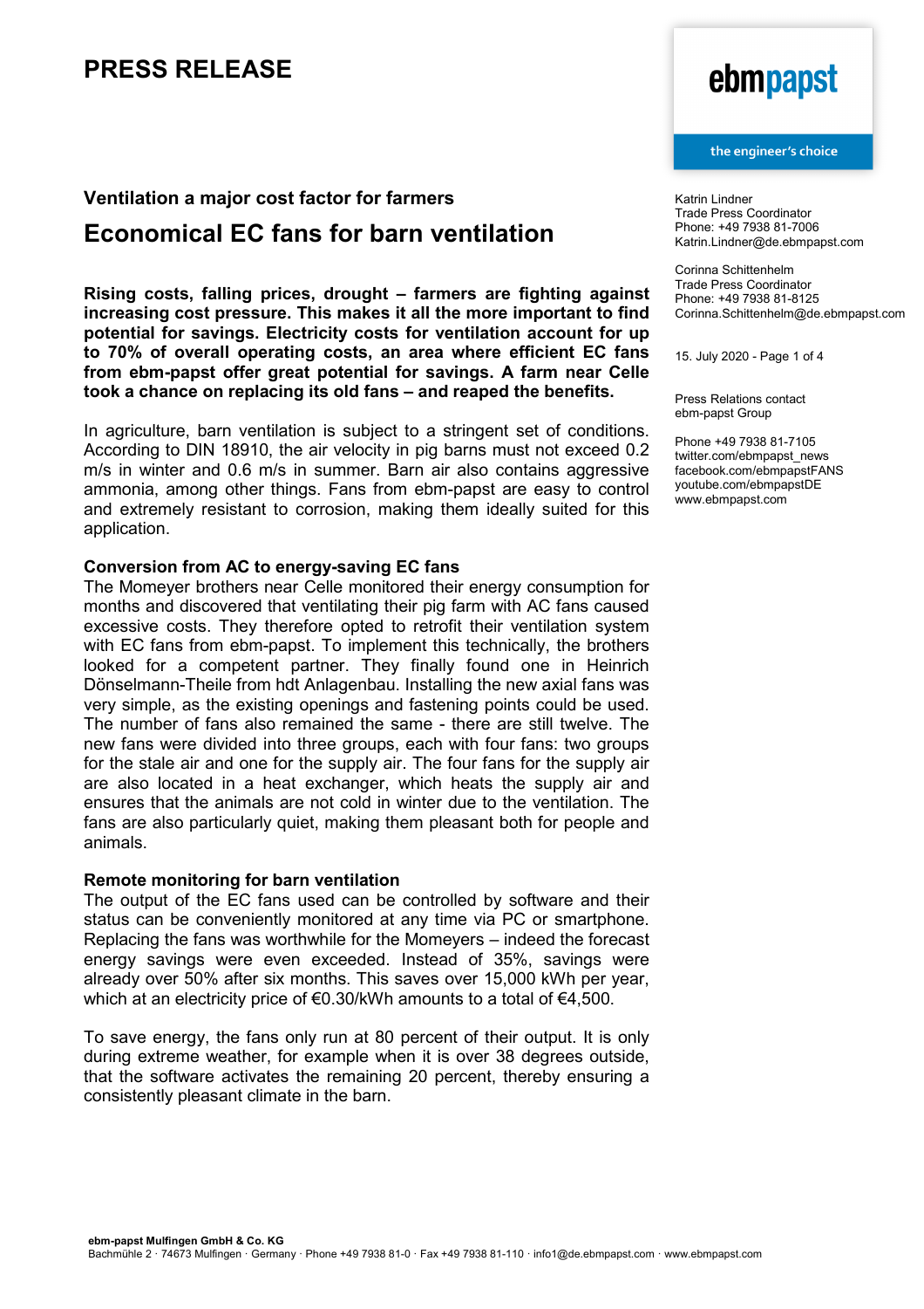# PRESS RELEASE

ebmpapst

the engineer's choice

Katrin Lindner
Trade Press Coordinator
Phone: +49 7938 81-7006
Katrin.Lindner@de.ebmpapst.com

Corinna Schittenhelm
Trade Press Coordinator
Phone: +49 7938 81-8125
Corinna.Schittenhelm@de.ebmpapst.com

15. July 2020

Press Relations contact
ebm-papst Group

Phone +49 7938 81-7105
twitter.com/ebmpapst_news
facebook.com/ebmpapstFANS
youtube.com/ebmpapstDE
www.ebmpapst.com

### Ventilation a major cost factor for farmers

## Economical EC fans for barn ventilation

**Rising costs, falling prices, drought – farmers are fighting against increasing cost pressure. This makes it all the more important to find potential for savings. Electricity costs for ventilation account for up to 70% of overall operating costs, an area where efficient EC fans from ebm-papst offer great potential for savings. A farm near Celle took a chance on replacing its old fans – and reaped the benefits.**

In agriculture, barn ventilation is subject to a stringent set of conditions. According to DIN 18910, the air velocity in pig barns must not exceed 0.2 m/s in winter and 0.6 m/s in summer. Barn air also contains aggressive ammonia, among other things. Fans from ebm-papst are easy to control and extremely resistant to corrosion, making them ideally suited for this application.

**Conversion from AC to energy-saving EC fans**

The Momeyer brothers near Celle monitored their energy consumption for months and discovered that ventilating their pig farm with AC fans caused excessive costs. They therefore opted to retrofit their ventilation system with EC fans from ebm-papst. To implement this technically, the brothers looked for a competent partner. They finally found one in Heinrich Dönselmann-Theile from hdt Anlagenbau. Installing the new axial fans was very simple, as the existing openings and fastening points could be used. The number of fans also remained the same - there are still twelve. The new fans were divided into three groups, each with four fans: two groups for the stale air and one for the supply air. The four fans for the supply air are also located in a heat exchanger, which heats the supply air and ensures that the animals are not cold in winter due to the ventilation. The fans are also particularly quiet, making them pleasant both for people and animals.

**Remote monitoring for barn ventilation**

The output of the EC fans used can be controlled by software and their status can be conveniently monitored at any time via PC or smartphone. Replacing the fans was worthwhile for the Momeyers – indeed the forecast energy savings were even exceeded. Instead of 35%, savings were already over 50% after six months. This saves over 15,000 kWh per year, which at an electricity price of €0.30/kWh amounts to a total of €4,500.

To save energy, the fans only run at 80 percent of their output. It is only during extreme weather, for example when it is over 38 degrees outside, that the software activates the remaining 20 percent, thereby ensuring a consistently pleasant climate in the barn.

**ebm-papst Mulfingen GmbH & Co. KG**
Bachmühle 2 · 74673 Mulfingen · Germany · Phone +49 7938 81-0 · Fax +49 7938 81-110 · info1@de.ebmpapst.com · www.ebmpapst.com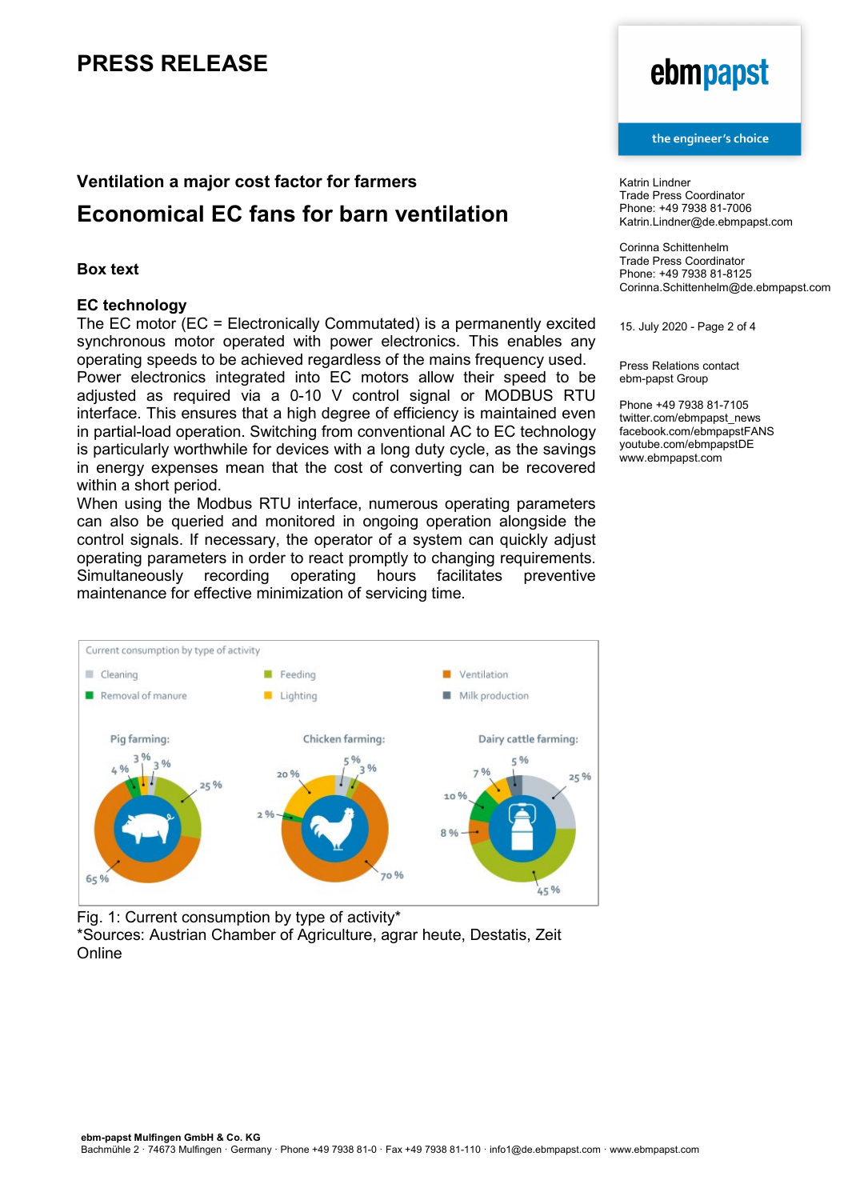# PRESS RELEASE

### Ventilation a major cost factor for farmers

## Economical EC fans for barn ventilation

Katrin Lindner
Trade Press Coordinator
Phone: +49 7938 81-7006
Katrin.Lindner@de.ebmpapst.com

Corinna Schittenhelm
Trade Press Coordinator
Phone: +49 7938 81-8125
Corinna.Schittenhelm@de.ebmpapst.com

15. July 2020

Press Relations contact
ebm-papst Group

Phone +49 7938 81-7105
twitter.com/ebmpapst_news
facebook.com/ebmpapstFANS
youtube.com/ebmpapstDE
www.ebmpapst.com

**Box text**

**EC technology**

The EC motor (EC = Electronically Commutated) is a permanently excited synchronous motor operated with power electronics. This enables any operating speeds to be achieved regardless of the mains frequency used. Power electronics integrated into EC motors allow their speed to be adjusted as required via a 0-10 V control signal or MODBUS RTU interface. This ensures that a high degree of efficiency is maintained even in partial-load operation. Switching from conventional AC to EC technology is particularly worthwhile for devices with a long duty cycle, as the savings in energy expenses mean that the cost of converting can be recovered within a short period.
When using the Modbus RTU interface, numerous operating parameters can also be queried and monitored in ongoing operation alongside the control signals. If necessary, the operator of a system can quickly adjust operating parameters in order to react promptly to changing requirements. Simultaneously recording operating hours facilitates preventive maintenance for effective minimization of servicing time.

Current consumption by type of activity

| | Pig farming | Chicken farming | Dairy cattle farming |
|---|---|---|---|
| Cleaning | 3 % | 5 % | 25 % |
| Feeding | 25 % | 3 % | 45 % |
| Ventilation | 65 % | 70 % | 8 % |
| Removal of manure | 4 % | 2 % | 10 % |
| Lighting | 3 % | 20 % | 7 % |
| Milk production | | | 5 % |

Fig. 1: Current consumption by type of activity*
*Sources: Austrian Chamber of Agriculture, agrar heute, Destatis, Zeit Online

**ebm-papst Mulfingen GmbH & Co. KG**
Bachmühle 2 · 74673 Mulfingen · Germany · Phone +49 7938 81-0 · Fax +49 7938 81-110 · info1@de.ebmpapst.com · www.ebmpapst.com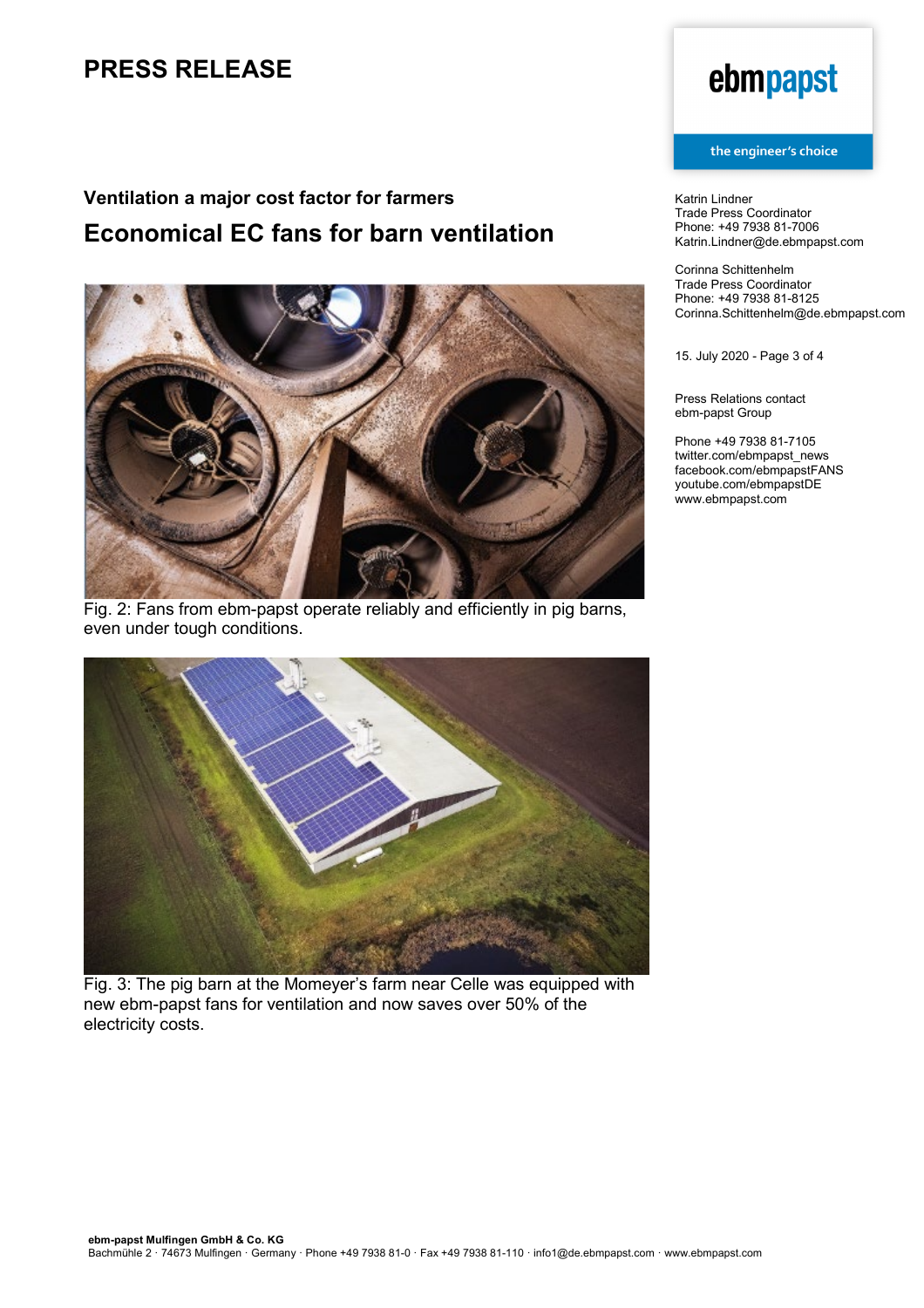# PRESS RELEASE

Katrin Lindner
Trade Press Coordinator
Phone: +49 7938 81-7006
Katrin.Lindner@de.ebmpapst.com

Corinna Schittenhelm
Trade Press Coordinator
Phone: +49 7938 81-8125
Corinna.Schittenhelm@de.ebmpapst.com

15. July 2020 - Page 3 of 4

Press Relations contact
ebm-papst Group

Phone +49 7938 81-7105
twitter.com/ebmpapst_news
facebook.com/ebmpapstFANS
youtube.com/ebmpapstDE
www.ebmpapst.com

### Ventilation a major cost factor for farmers

## Economical EC fans for barn ventilation

Fig. 2: Fans from ebm-papst operate reliably and efficiently in pig barns, even under tough conditions.

Fig. 3: The pig barn at the Momeyer's farm near Celle was equipped with new ebm-papst fans for ventilation and now saves over 50% of the electricity costs.

**ebm-papst Mulfingen GmbH & Co. KG**
Bachmühle 2 · 74673 Mulfingen · Germany · Phone +49 7938 81-0 · Fax +49 7938 81-110 · info1@de.ebmpapst.com · www.ebmpapst.com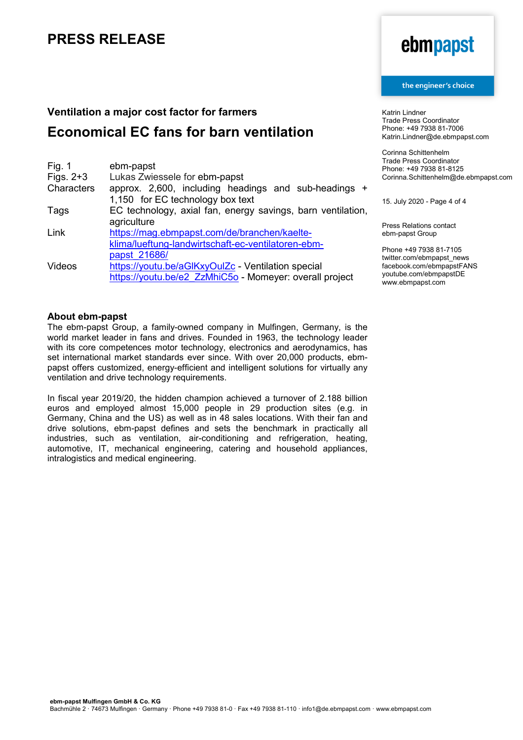# PRESS RELEASE

### Ventilation a major cost factor for farmers

## Economical EC fans for barn ventilation

| | |
|---|---|
| Fig. 1 | ebm-papst |
| Figs. 2+3 | Lukas Zwiessele for ebm-papst |
| Characters | approx. 2,600, including headings and sub-headings + 1,150 for EC technology box text |
| Tags | EC technology, axial fan, energy savings, barn ventilation, agriculture |
| Link | https://mag.ebmpapst.com/de/branchen/kaelte-klima/lueftung-landwirtschaft-ec-ventilatoren-ebm-papst_21686/ |
| Videos | https://youtu.be/aGlKxyOulZc - Ventilation special<br>https://youtu.be/e2_ZzMhiC5o - Momeyer: overall project |

Katrin Lindner
Trade Press Coordinator
Phone: +49 7938 81-7006
Katrin.Lindner@de.ebmpapst.com

Corinna Schittenhelm
Trade Press Coordinator
Phone: +49 7938 81-8125
Corinna.Schittenhelm@de.ebmpapst.com

15. July 2020

Press Relations contact
ebm-papst Group

Phone +49 7938 81-7105
twitter.com/ebmpapst_news
facebook.com/ebmpapstFANS
youtube.com/ebmpapstDE
www.ebmpapst.com

### About ebm-papst

The ebm-papst Group, a family-owned company in Mulfingen, Germany, is the world market leader in fans and drives. Founded in 1963, the technology leader with its core competences motor technology, electronics and aerodynamics, has set international market standards ever since. With over 20,000 products, ebm-papst offers customized, energy-efficient and intelligent solutions for virtually any ventilation and drive technology requirements.

In fiscal year 2019/20, the hidden champion achieved a turnover of 2.188 billion euros and employed almost 15,000 people in 29 production sites (e.g. in Germany, China and the US) as well as in 48 sales locations. With their fan and drive solutions, ebm-papst defines and sets the benchmark in practically all industries, such as ventilation, air-conditioning and refrigeration, heating, automotive, IT, mechanical engineering, catering and household appliances, intralogistics and medical engineering.

**ebm-papst Mulfingen GmbH & Co. KG**
Bachmühle 2 · 74673 Mulfingen · Germany · Phone +49 7938 81-0 · Fax +49 7938 81-110 · info1@de.ebmpapst.com · www.ebmpapst.com